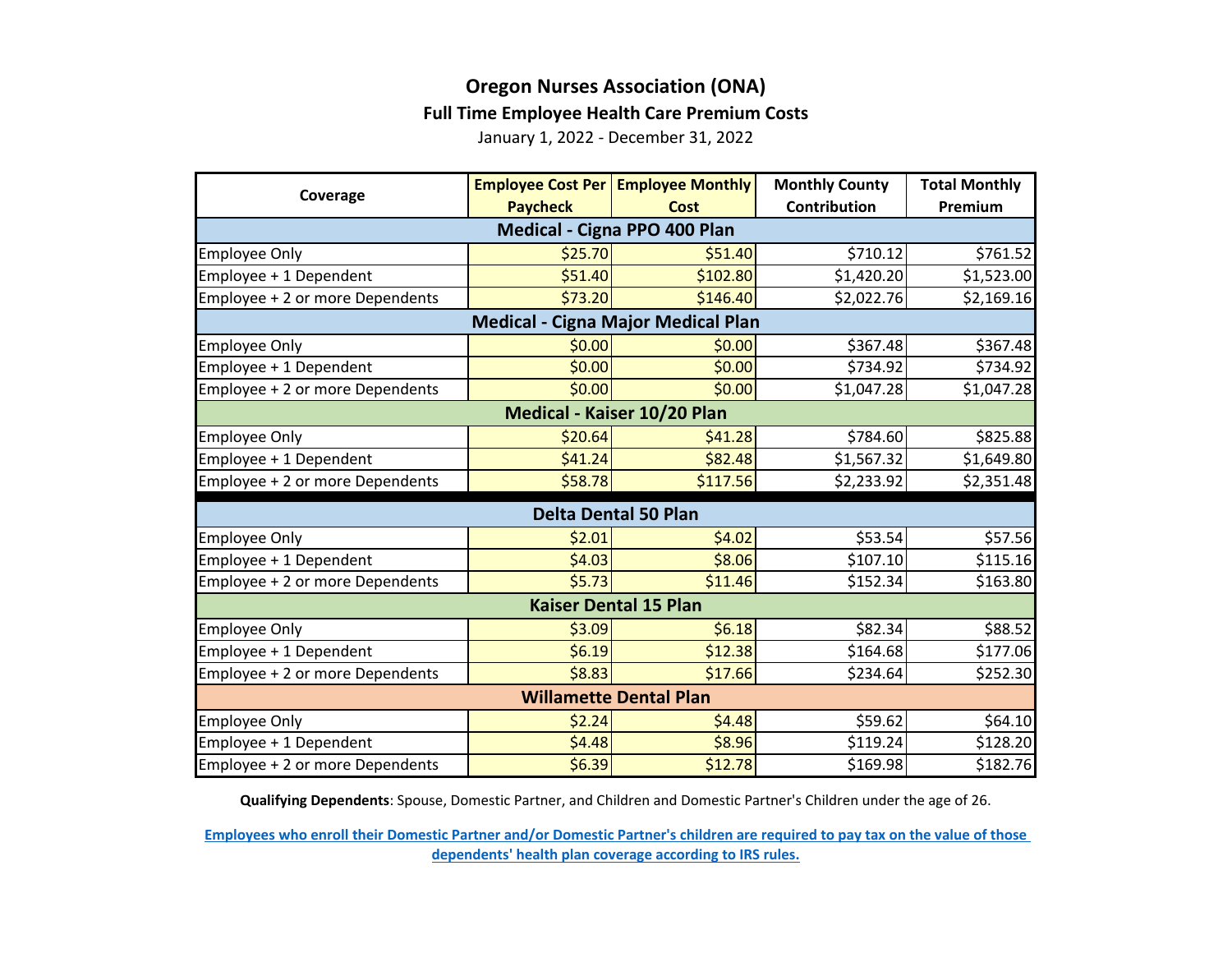# Oregon Nurses Association (ONA)

## Full Time Employee Health Care Premium Costs

January 1, 2022 - December 31, 2022

| Coverage | Employee Cost Per Paycheck | Employee Monthly Cost | Monthly County Contribution | Total Monthly Premium |
|---|---|---|---|---|
| **Medical - Cigna PPO 400 Plan** | | | | |
| Employee Only | $25.70 | $51.40 | $710.12 | $761.52 |
| Employee + 1 Dependent | $51.40 | $102.80 | $1,420.20 | $1,523.00 |
| Employee + 2 or more Dependents | $73.20 | $146.40 | $2,022.76 | $2,169.16 |
| **Medical - Cigna Major Medical Plan** | | | | |
| Employee Only | $0.00 | $0.00 | $367.48 | $367.48 |
| Employee + 1 Dependent | $0.00 | $0.00 | $734.92 | $734.92 |
| Employee + 2 or more Dependents | $0.00 | $0.00 | $1,047.28 | $1,047.28 |
| **Medical - Kaiser 10/20 Plan** | | | | |
| Employee Only | $20.64 | $41.28 | $784.60 | $825.88 |
| Employee + 1 Dependent | $41.24 | $82.48 | $1,567.32 | $1,649.80 |
| Employee + 2 or more Dependents | $58.78 | $117.56 | $2,233.92 | $2,351.48 |
| **Delta Dental 50 Plan** | | | | |
| Employee Only | $2.01 | $4.02 | $53.54 | $57.56 |
| Employee + 1 Dependent | $4.03 | $8.06 | $107.10 | $115.16 |
| Employee + 2 or more Dependents | $5.73 | $11.46 | $152.34 | $163.80 |
| **Kaiser Dental 15 Plan** | | | | |
| Employee Only | $3.09 | $6.18 | $82.34 | $88.52 |
| Employee + 1 Dependent | $6.19 | $12.38 | $164.68 | $177.06 |
| Employee + 2 or more Dependents | $8.83 | $17.66 | $234.64 | $252.30 |
| **Willamette Dental Plan** | | | | |
| Employee Only | $2.24 | $4.48 | $59.62 | $64.10 |
| Employee + 1 Dependent | $4.48 | $8.96 | $119.24 | $128.20 |
| Employee + 2 or more Dependents | $6.39 | $12.78 | $169.98 | $182.76 |

**Qualifying Dependents**: Spouse, Domestic Partner, and Children and Domestic Partner's Children under the age of 26.

**Employees who enroll their Domestic Partner and/or Domestic Partner's children are required to pay tax on the value of those dependents' health plan coverage according to IRS rules.**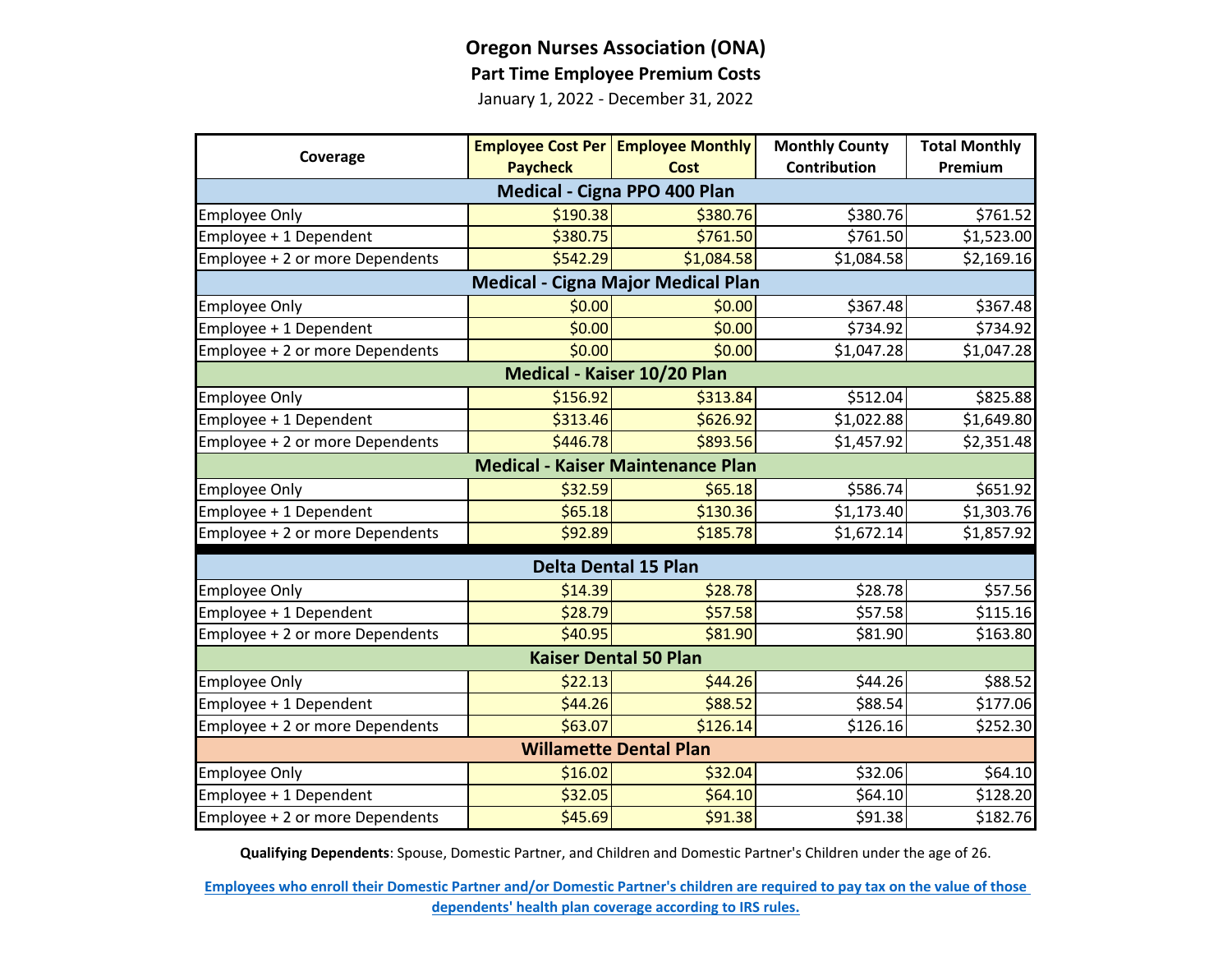# Oregon Nurses Association (ONA)

## Part Time Employee Premium Costs

January 1, 2022 - December 31, 2022

| Coverage | Employee Cost Per Paycheck | Employee Monthly Cost | Monthly County Contribution | Total Monthly Premium |
|---|---|---|---|---|
| **Medical - Cigna PPO 400 Plan** | | | | |
| Employee Only | $190.38 | $380.76 | $380.76 | $761.52 |
| Employee + 1 Dependent | $380.75 | $761.50 | $761.50 | $1,523.00 |
| Employee + 2 or more Dependents | $542.29 | $1,084.58 | $1,084.58 | $2,169.16 |
| **Medical - Cigna Major Medical Plan** | | | | |
| Employee Only | $0.00 | $0.00 | $367.48 | $367.48 |
| Employee + 1 Dependent | $0.00 | $0.00 | $734.92 | $734.92 |
| Employee + 2 or more Dependents | $0.00 | $0.00 | $1,047.28 | $1,047.28 |
| **Medical - Kaiser 10/20 Plan** | | | | |
| Employee Only | $156.92 | $313.84 | $512.04 | $825.88 |
| Employee + 1 Dependent | $313.46 | $626.92 | $1,022.88 | $1,649.80 |
| Employee + 2 or more Dependents | $446.78 | $893.56 | $1,457.92 | $2,351.48 |
| **Medical - Kaiser Maintenance Plan** | | | | |
| Employee Only | $32.59 | $65.18 | $586.74 | $651.92 |
| Employee + 1 Dependent | $65.18 | $130.36 | $1,173.40 | $1,303.76 |
| Employee + 2 or more Dependents | $92.89 | $185.78 | $1,672.14 | $1,857.92 |
| **Delta Dental 15 Plan** | | | | |
| Employee Only | $14.39 | $28.78 | $28.78 | $57.56 |
| Employee + 1 Dependent | $28.79 | $57.58 | $57.58 | $115.16 |
| Employee + 2 or more Dependents | $40.95 | $81.90 | $81.90 | $163.80 |
| **Kaiser Dental 50 Plan** | | | | |
| Employee Only | $22.13 | $44.26 | $44.26 | $88.52 |
| Employee + 1 Dependent | $44.26 | $88.52 | $88.54 | $177.06 |
| Employee + 2 or more Dependents | $63.07 | $126.14 | $126.16 | $252.30 |
| **Willamette Dental Plan** | | | | |
| Employee Only | $16.02 | $32.04 | $32.06 | $64.10 |
| Employee + 1 Dependent | $32.05 | $64.10 | $64.10 | $128.20 |
| Employee + 2 or more Dependents | $45.69 | $91.38 | $91.38 | $182.76 |

**Qualifying Dependents**: Spouse, Domestic Partner, and Children and Domestic Partner's Children under the age of 26.

**Employees who enroll their Domestic Partner and/or Domestic Partner's children are required to pay tax on the value of those dependents' health plan coverage according to IRS rules.**